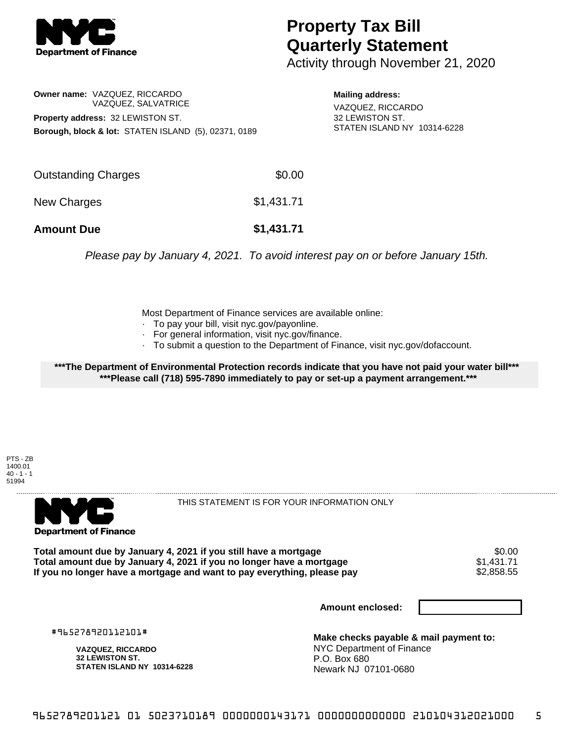# Property Tax Bill Quarterly Statement

Activity through November 21, 2020

**Owner name:** VAZQUEZ, RICCARDO
VAZQUEZ, SALVATRICE

**Property address:** 32 LEWISTON ST.

**Borough, block & lot:** STATEN ISLAND (5), 02371, 0189

**Mailing address:**
VAZQUEZ, RICCARDO
32 LEWISTON ST.
STATEN ISLAND NY 10314-6228

| | |
|---|---|
| Outstanding Charges | $0.00 |
| New Charges | $1,431.71 |
| **Amount Due** | **$1,431.71** |

*Please pay by January 4, 2021. To avoid interest pay on or before January 15th.*

Most Department of Finance services are available online:
- To pay your bill, visit nyc.gov/payonline.
- For general information, visit nyc.gov/finance.
- To submit a question to the Department of Finance, visit nyc.gov/dofaccount.

**\*\*\*The Department of Environmental Protection records indicate that you have not paid your water bill\*\*\***
**\*\*\*Please call (718) 595-7890 immediately to pay or set-up a payment arrangement.\*\*\***

PTS - ZB
1400.01
40 - 1 - 1
51994

THIS STATEMENT IS FOR YOUR INFORMATION ONLY

| | |
|---|---|
| **Total amount due by January 4, 2021 if you still have a mortgage** | $0.00 |
| **Total amount due by January 4, 2021 if you no longer have a mortgage** | $1,431.71 |
| **If you no longer have a mortgage and want to pay everything, please pay** | $2,858.55 |

**Amount enclosed:**

#965278920112101#

**VAZQUEZ, RICCARDO**
**32 LEWISTON ST.**
**STATEN ISLAND NY 10314-6228**

**Make checks payable & mail payment to:**
NYC Department of Finance
P.O. Box 680
Newark NJ 07101-0680

9652789201121 01 5023710189 0000000143171 0000000000000 210104312021000 5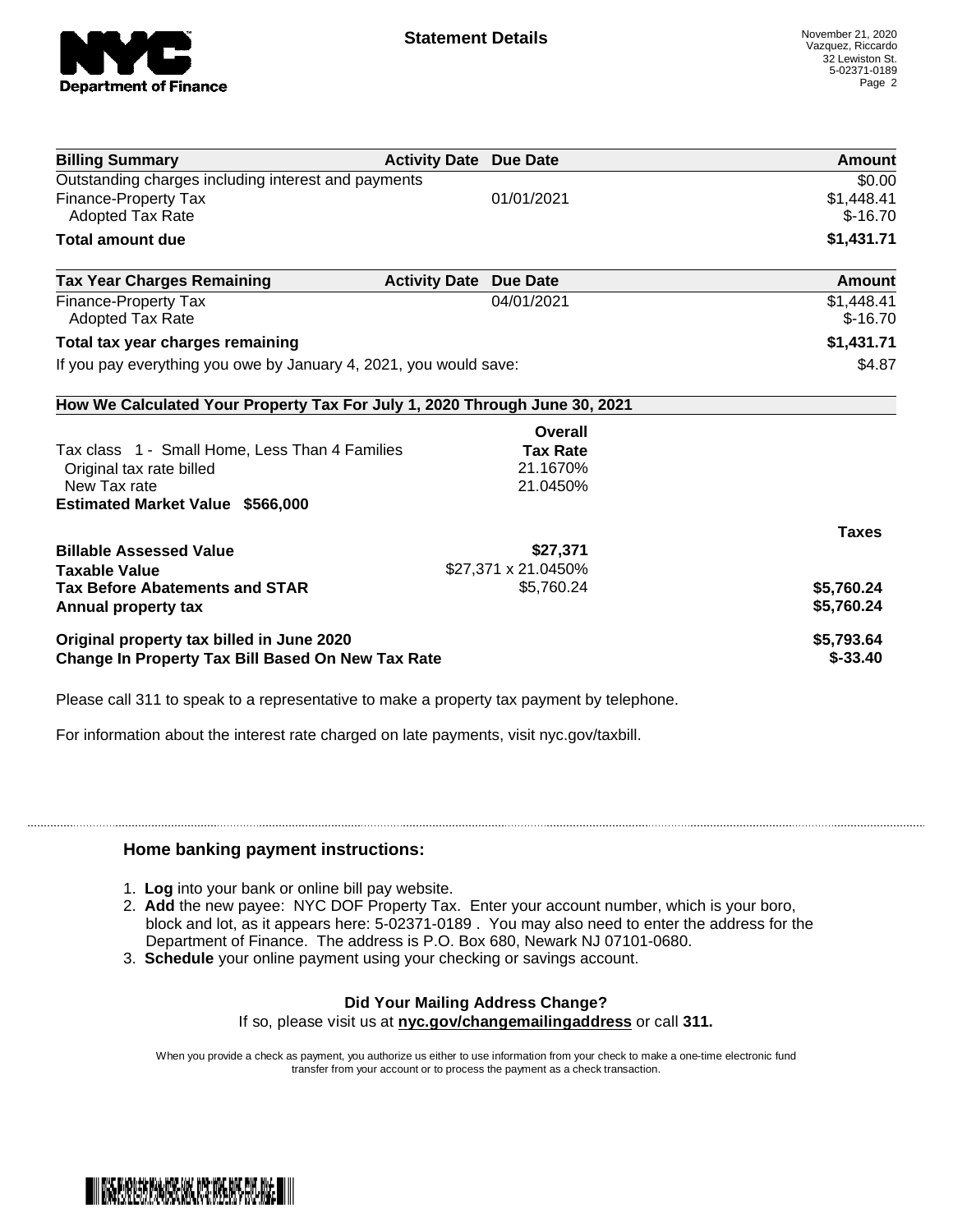**Statement Details**

November 21, 2020
Vazquez, Riccardo
32 Lewiston St.
5-02371-0189

| Billing Summary | Activity Date | Due Date | Amount |
|---|---|---|---|
| Outstanding charges including interest and payments | | | $0.00 |
| Finance-Property Tax | | 01/01/2021 | $1,448.41 |
| Adopted Tax Rate | | | $-16.70 |
| **Total amount due** | | | **$1,431.71** |

| Tax Year Charges Remaining | Activity Date | Due Date | Amount |
|---|---|---|---|
| Finance-Property Tax | | 04/01/2021 | $1,448.41 |
| Adopted Tax Rate | | | $-16.70 |
| **Total tax year charges remaining** | | | **$1,431.71** |
| If you pay everything you owe by January 4, 2021, you would save: | | | $4.87 |

**How We Calculated Your Property Tax For July 1, 2020 Through June 30, 2021**

| | Overall Tax Rate | Taxes |
|---|---|---|
| Tax class 1 - Small Home, Less Than 4 Families | | |
| Original tax rate billed | 21.1670% | |
| New Tax rate | 21.0450% | |
| **Estimated Market Value $566,000** | | |
| **Billable Assessed Value** | $27,371 | |
| **Taxable Value** | $27,371 x 21.0450% | |
| **Tax Before Abatements and STAR** | $5,760.24 | $5,760.24 |
| **Annual property tax** | | $5,760.24 |
| **Original property tax billed in June 2020** | | $5,793.64 |
| **Change In Property Tax Bill Based On New Tax Rate** | | $-33.40 |

Please call 311 to speak to a representative to make a property tax payment by telephone.

For information about the interest rate charged on late payments, visit nyc.gov/taxbill.

### Home banking payment instructions:

1. **Log** into your bank or online bill pay website.
2. **Add** the new payee: NYC DOF Property Tax. Enter your account number, which is your boro, block and lot, as it appears here: 5-02371-0189 . You may also need to enter the address for the Department of Finance. The address is P.O. Box 680, Newark NJ 07101-0680.
3. **Schedule** your online payment using your checking or savings account.

**Did Your Mailing Address Change?**
If so, please visit us at **nyc.gov/changemailingaddress** or call **311.**

When you provide a check as payment, you authorize us either to use information from your check to make a one-time electronic fund transfer from your account or to process the payment as a check transaction.